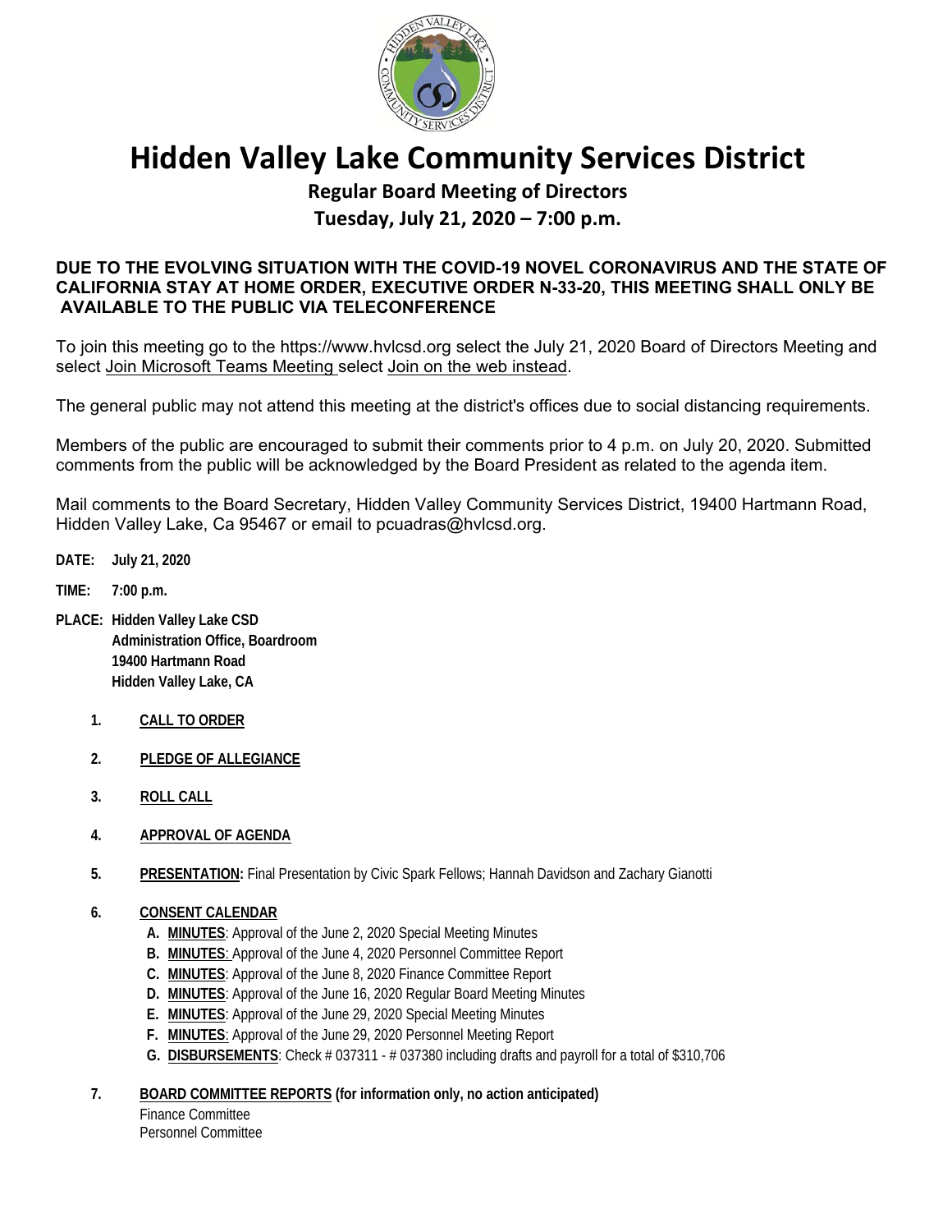# Hidden Valley Lake Community Services District

## Regular Board Meeting of Directors

## Tuesday, July 21, 2020 – 7:00 p.m.

**DUE TO THE EVOLVING SITUATION WITH THE COVID-19 NOVEL CORONAVIRUS AND THE STATE OF CALIFORNIA STAY AT HOME ORDER, EXECUTIVE ORDER N-33-20, THIS MEETING SHALL ONLY BE AVAILABLE TO THE PUBLIC VIA TELECONFERENCE**

To join this meeting go to the https://www.hvlcsd.org select the July 21, 2020 Board of Directors Meeting and select Join Microsoft Teams Meeting select Join on the web instead.

The general public may not attend this meeting at the district's offices due to social distancing requirements.

Members of the public are encouraged to submit their comments prior to 4 p.m. on July 20, 2020. Submitted comments from the public will be acknowledged by the Board President as related to the agenda item.

Mail comments to the Board Secretary, Hidden Valley Community Services District, 19400 Hartmann Road, Hidden Valley Lake, Ca 95467 or email to pcuadras@hvlcsd.org.

**DATE:** **July 21, 2020**

**TIME:** **7:00 p.m.**

**PLACE:** **Hidden Valley Lake CSD**
**Administration Office, Boardroom**
**19400 Hartmann Road**
**Hidden Valley Lake, CA**

1. **CALL TO ORDER**

2. **PLEDGE OF ALLEGIANCE**

3. **ROLL CALL**

4. **APPROVAL OF AGENDA**

5. **PRESENTATION:** Final Presentation by Civic Spark Fellows; Hannah Davidson and Zachary Gianotti

6. **CONSENT CALENDAR**
   - **A. MINUTES**: Approval of the June 2, 2020 Special Meeting Minutes
   - **B. MINUTES**: Approval of the June 4, 2020 Personnel Committee Report
   - **C. MINUTES**: Approval of the June 8, 2020 Finance Committee Report
   - **D. MINUTES**: Approval of the June 16, 2020 Regular Board Meeting Minutes
   - **E. MINUTES**: Approval of the June 29, 2020 Special Meeting Minutes
   - **F. MINUTES**: Approval of the June 29, 2020 Personnel Meeting Report
   - **G. DISBURSEMENTS**: Check # 037311 - # 037380 including drafts and payroll for a total of $310,706

7. **BOARD COMMITTEE REPORTS (for information only, no action anticipated)**
   Finance Committee
   Personnel Committee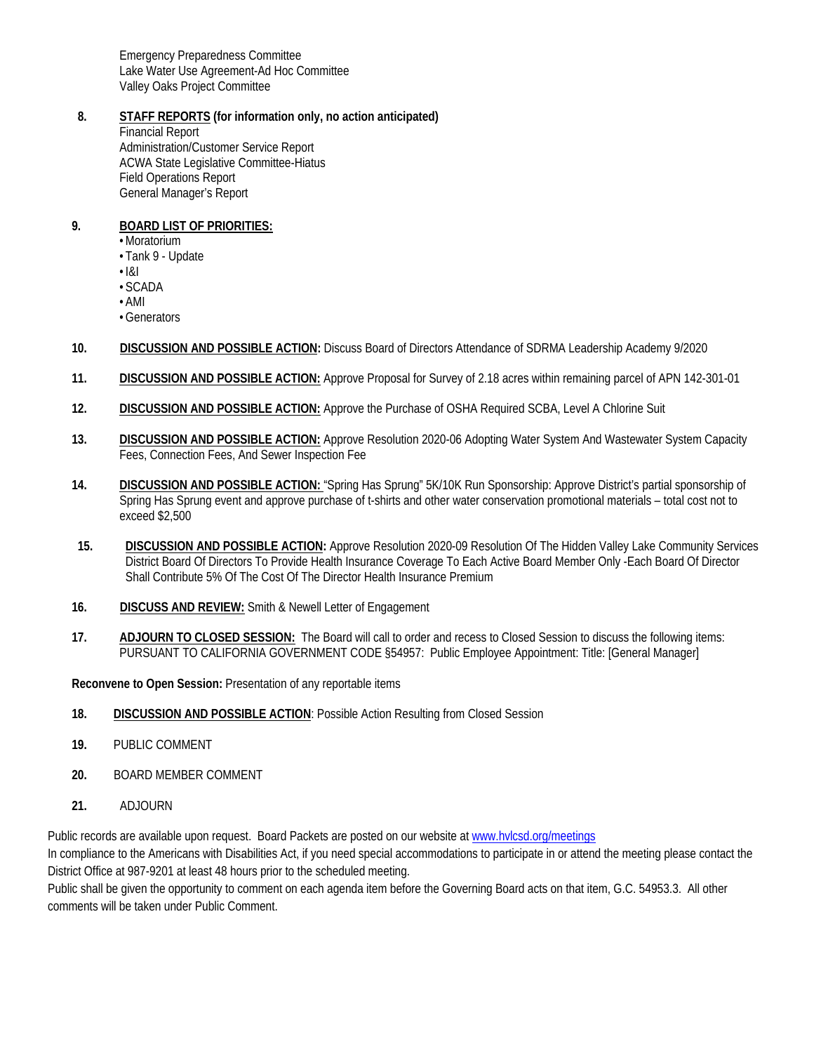Emergency Preparedness Committee
Lake Water Use Agreement-Ad Hoc Committee
Valley Oaks Project Committee

**8.** **STAFF REPORTS (for information only, no action anticipated)**
Financial Report
Administration/Customer Service Report
ACWA State Legislative Committee-Hiatus
Field Operations Report
General Manager's Report

**9.** **BOARD LIST OF PRIORITIES:**

- Moratorium
- Tank 9 - Update
- I&I
- SCADA
- AMI
- Generators

**10.** **DISCUSSION AND POSSIBLE ACTION:** Discuss Board of Directors Attendance of SDRMA Leadership Academy 9/2020

**11.** **DISCUSSION AND POSSIBLE ACTION:** Approve Proposal for Survey of 2.18 acres within remaining parcel of APN 142-301-01

**12.** **DISCUSSION AND POSSIBLE ACTION:** Approve the Purchase of OSHA Required SCBA, Level A Chlorine Suit

**13.** **DISCUSSION AND POSSIBLE ACTION:** Approve Resolution 2020-06 Adopting Water System And Wastewater System Capacity Fees, Connection Fees, And Sewer Inspection Fee

**14.** **DISCUSSION AND POSSIBLE ACTION:** "Spring Has Sprung" 5K/10K Run Sponsorship: Approve District's partial sponsorship of Spring Has Sprung event and approve purchase of t-shirts and other water conservation promotional materials – total cost not to exceed $2,500

**15.** **DISCUSSION AND POSSIBLE ACTION:** Approve Resolution 2020-09 Resolution Of The Hidden Valley Lake Community Services District Board Of Directors To Provide Health Insurance Coverage To Each Active Board Member Only -Each Board Of Director Shall Contribute 5% Of The Cost Of The Director Health Insurance Premium

**16.** **DISCUSS AND REVIEW:** Smith & Newell Letter of Engagement

**17.** **ADJOURN TO CLOSED SESSION:** The Board will call to order and recess to Closed Session to discuss the following items: PURSUANT TO CALIFORNIA GOVERNMENT CODE §54957: Public Employee Appointment: Title: [General Manager]

**Reconvene to Open Session:** Presentation of any reportable items

**18.** **DISCUSSION AND POSSIBLE ACTION**: Possible Action Resulting from Closed Session

**19.** PUBLIC COMMENT

**20.** BOARD MEMBER COMMENT

**21.** ADJOURN

Public records are available upon request. Board Packets are posted on our website at www.hvlcsd.org/meetings
In compliance to the Americans with Disabilities Act, if you need special accommodations to participate in or attend the meeting please contact the District Office at 987-9201 at least 48 hours prior to the scheduled meeting.
Public shall be given the opportunity to comment on each agenda item before the Governing Board acts on that item, G.C. 54953.3. All other comments will be taken under Public Comment.